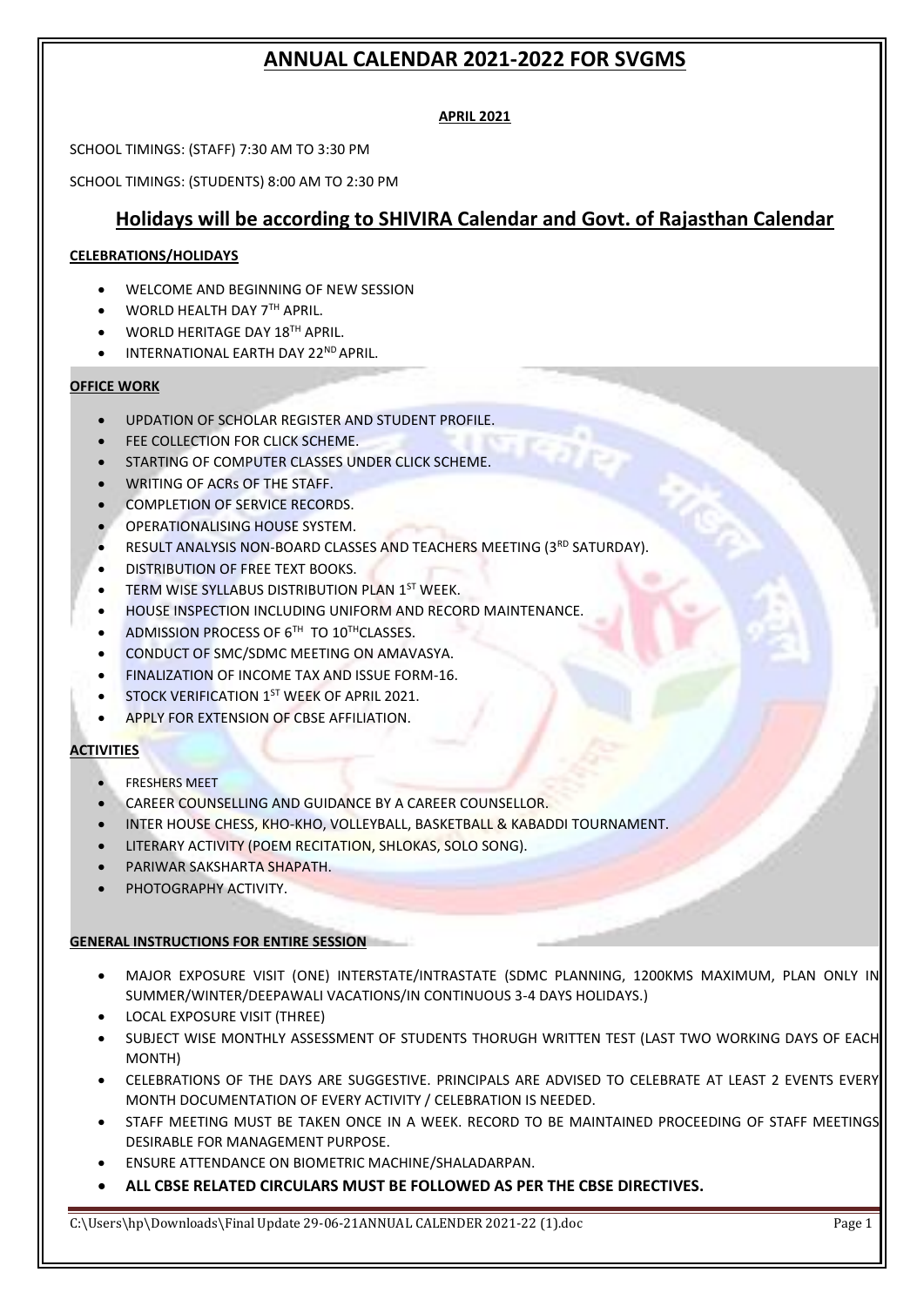# ANNUAL CALENDAR 2021-2022 FOR SVGMS

**APRIL 2021**

SCHOOL TIMINGS: (STAFF) 7:30 AM TO 3:30 PM

SCHOOL TIMINGS: (STUDENTS) 8:00 AM TO 2:30 PM

## Holidays will be according to SHIVIRA Calendar and Govt. of Rajasthan Calendar

**CELEBRATIONS/HOLIDAYS**

- WELCOME AND BEGINNING OF NEW SESSION
- WORLD HEALTH DAY 7TH APRIL.
- WORLD HERITAGE DAY 18TH APRIL.
- INTERNATIONAL EARTH DAY 22ND APRIL.

**OFFICE WORK**

- UPDATION OF SCHOLAR REGISTER AND STUDENT PROFILE.
- FEE COLLECTION FOR CLICK SCHEME.
- STARTING OF COMPUTER CLASSES UNDER CLICK SCHEME.
- WRITING OF ACRs OF THE STAFF.
- COMPLETION OF SERVICE RECORDS.
- OPERATIONALISING HOUSE SYSTEM.
- RESULT ANALYSIS NON-BOARD CLASSES AND TEACHERS MEETING (3RD SATURDAY).
- DISTRIBUTION OF FREE TEXT BOOKS.
- TERM WISE SYLLABUS DISTRIBUTION PLAN 1ST WEEK.
- HOUSE INSPECTION INCLUDING UNIFORM AND RECORD MAINTENANCE.
- ADMISSION PROCESS OF 6TH TO 10THCLASSES.
- CONDUCT OF SMC/SDMC MEETING ON AMAVASYA.
- FINALIZATION OF INCOME TAX AND ISSUE FORM-16.
- STOCK VERIFICATION 1ST WEEK OF APRIL 2021.
- APPLY FOR EXTENSION OF CBSE AFFILIATION.

**ACTIVITIES**

- FRESHERS MEET
- CAREER COUNSELLING AND GUIDANCE BY A CAREER COUNSELLOR.
- INTER HOUSE CHESS, KHO-KHO, VOLLEYBALL, BASKETBALL & KABADDI TOURNAMENT.
- LITERARY ACTIVITY (POEM RECITATION, SHLOKAS, SOLO SONG).
- PARIWAR SAKSHARTA SHAPATH.
- PHOTOGRAPHY ACTIVITY.

**GENERAL INSTRUCTIONS FOR ENTIRE SESSION**

- MAJOR EXPOSURE VISIT (ONE) INTERSTATE/INTRASTATE (SDMC PLANNING, 1200KMS MAXIMUM, PLAN ONLY IN SUMMER/WINTER/DEEPAWALI VACATIONS/IN CONTINUOUS 3-4 DAYS HOLIDAYS.)
- LOCAL EXPOSURE VISIT (THREE)
- SUBJECT WISE MONTHLY ASSESSMENT OF STUDENTS THORUGH WRITTEN TEST (LAST TWO WORKING DAYS OF EACH MONTH)
- CELEBRATIONS OF THE DAYS ARE SUGGESTIVE. PRINCIPALS ARE ADVISED TO CELEBRATE AT LEAST 2 EVENTS EVERY MONTH DOCUMENTATION OF EVERY ACTIVITY / CELEBRATION IS NEEDED.
- STAFF MEETING MUST BE TAKEN ONCE IN A WEEK. RECORD TO BE MAINTAINED PROCEEDING OF STAFF MEETINGS DESIRABLE FOR MANAGEMENT PURPOSE.
- ENSURE ATTENDANCE ON BIOMETRIC MACHINE/SHALADARPAN.
- **ALL CBSE RELATED CIRCULARS MUST BE FOLLOWED AS PER THE CBSE DIRECTIVES.**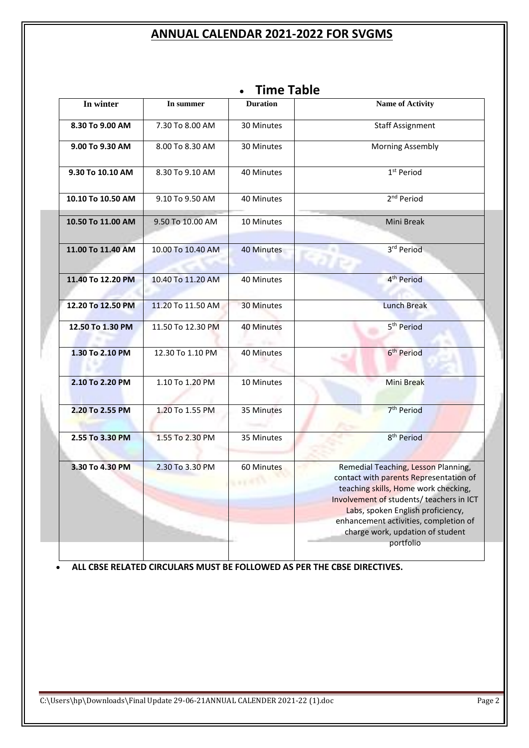## ANNUAL CALENDAR 2021-2022 FOR SVGMS

- **Time Table**

| In winter | In summer | Duration | Name of Activity |
|---|---|---|---|
| **8.30 To 9.00 AM** | 7.30 To 8.00 AM | 30 Minutes | Staff Assignment |
| **9.00 To 9.30 AM** | 8.00 To 8.30 AM | 30 Minutes | Morning Assembly |
| **9.30 To 10.10 AM** | 8.30 To 9.10 AM | 40 Minutes | 1st Period |
| **10.10 To 10.50 AM** | 9.10 To 9.50 AM | 40 Minutes | 2nd Period |
| **10.50 To 11.00 AM** | 9.50 To 10.00 AM | 10 Minutes | Mini Break |
| **11.00 To 11.40 AM** | 10.00 To 10.40 AM | 40 Minutes | 3rd Period |
| **11.40 To 12.20 PM** | 10.40 To 11.20 AM | 40 Minutes | 4th Period |
| **12.20 To 12.50 PM** | 11.20 To 11.50 AM | 30 Minutes | Lunch Break |
| **12.50 To 1.30 PM** | 11.50 To 12.30 PM | 40 Minutes | 5th Period |
| **1.30 To 2.10 PM** | 12.30 To 1.10 PM | 40 Minutes | 6th Period |
| **2.10 To 2.20 PM** | 1.10 To 1.20 PM | 10 Minutes | Mini Break |
| **2.20 To 2.55 PM** | 1.20 To 1.55 PM | 35 Minutes | 7th Period |
| **2.55 To 3.30 PM** | 1.55 To 2.30 PM | 35 Minutes | 8th Period |
| **3.30 To 4.30 PM** | 2.30 To 3.30 PM | 60 Minutes | Remedial Teaching, Lesson Planning, contact with parents Representation of teaching skills, Home work checking, Involvement of students/ teachers in ICT Labs, spoken English proficiency, enhancement activities, completion of charge work, updation of student portfolio |

- **ALL CBSE RELATED CIRCULARS MUST BE FOLLOWED AS PER THE CBSE DIRECTIVES.**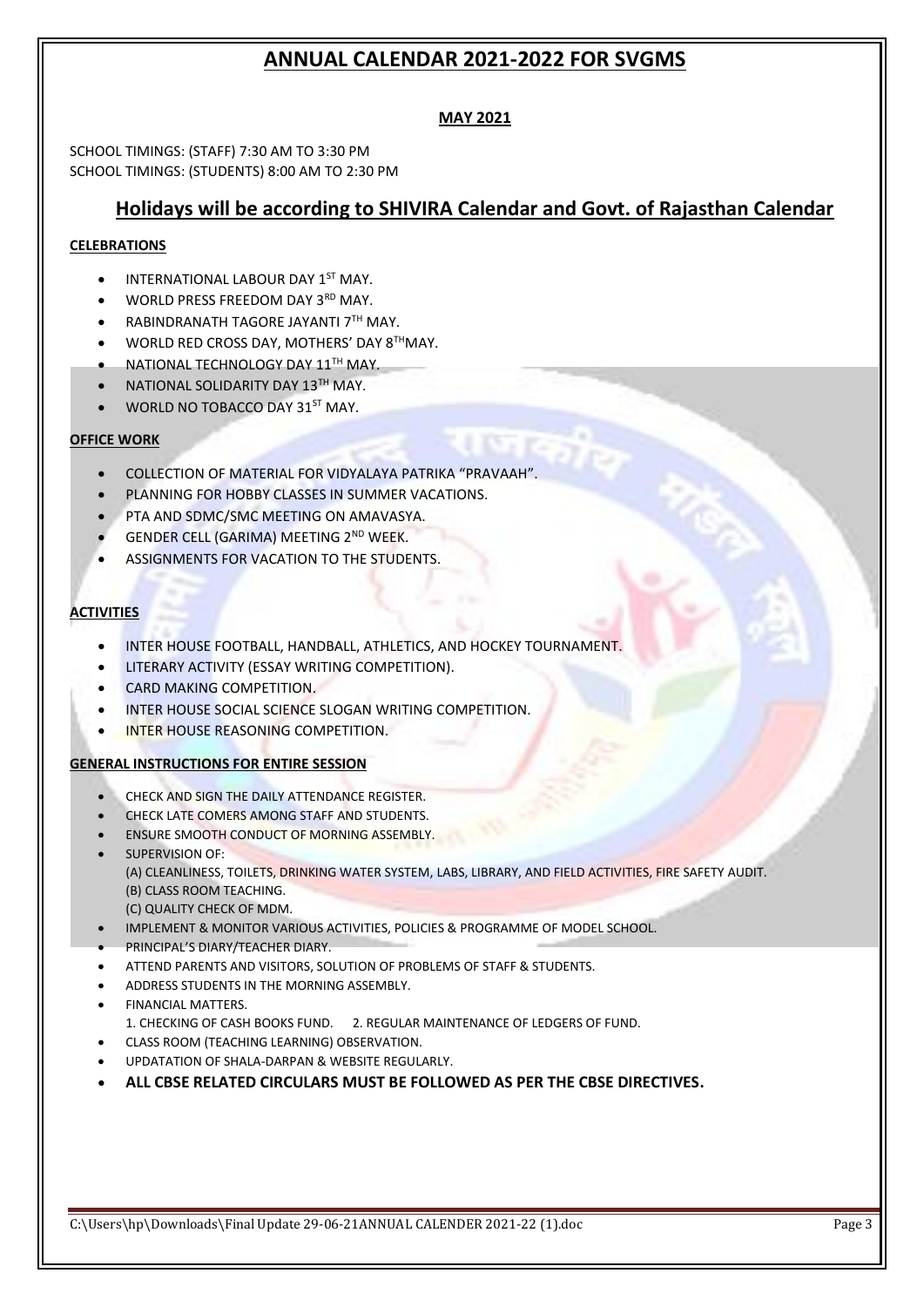# ANNUAL CALENDAR 2021-2022 FOR SVGMS

**MAY 2021**

SCHOOL TIMINGS: (STAFF) 7:30 AM TO 3:30 PM
SCHOOL TIMINGS: (STUDENTS) 8:00 AM TO 2:30 PM

## Holidays will be according to SHIVIRA Calendar and Govt. of Rajasthan Calendar

**CELEBRATIONS**

- INTERNATIONAL LABOUR DAY 1ST MAY.
- WORLD PRESS FREEDOM DAY 3RD MAY.
- RABINDRANATH TAGORE JAYANTI 7TH MAY.
- WORLD RED CROSS DAY, MOTHERS' DAY 8TH MAY.
- NATIONAL TECHNOLOGY DAY 11TH MAY.
- NATIONAL SOLIDARITY DAY 13TH MAY.
- WORLD NO TOBACCO DAY 31ST MAY.

**OFFICE WORK**

- COLLECTION OF MATERIAL FOR VIDYALAYA PATRIKA "PRAVAAH".
- PLANNING FOR HOBBY CLASSES IN SUMMER VACATIONS.
- PTA AND SDMC/SMC MEETING ON AMAVASYA.
- GENDER CELL (GARIMA) MEETING 2ND WEEK.
- ASSIGNMENTS FOR VACATION TO THE STUDENTS.

**ACTIVITIES**

- INTER HOUSE FOOTBALL, HANDBALL, ATHLETICS, AND HOCKEY TOURNAMENT.
- LITERARY ACTIVITY (ESSAY WRITING COMPETITION).
- CARD MAKING COMPETITION.
- INTER HOUSE SOCIAL SCIENCE SLOGAN WRITING COMPETITION.
- INTER HOUSE REASONING COMPETITION.

**GENERAL INSTRUCTIONS FOR ENTIRE SESSION**

- CHECK AND SIGN THE DAILY ATTENDANCE REGISTER.
- CHECK LATE COMERS AMONG STAFF AND STUDENTS.
- ENSURE SMOOTH CONDUCT OF MORNING ASSEMBLY.
- SUPERVISION OF:
  (A) CLEANLINESS, TOILETS, DRINKING WATER SYSTEM, LABS, LIBRARY, AND FIELD ACTIVITIES, FIRE SAFETY AUDIT.
  (B) CLASS ROOM TEACHING.
  (C) QUALITY CHECK OF MDM.
- IMPLEMENT & MONITOR VARIOUS ACTIVITIES, POLICIES & PROGRAMME OF MODEL SCHOOL.
- PRINCIPAL'S DIARY/TEACHER DIARY.
- ATTEND PARENTS AND VISITORS, SOLUTION OF PROBLEMS OF STAFF & STUDENTS.
- ADDRESS STUDENTS IN THE MORNING ASSEMBLY.
- FINANCIAL MATTERS.
  1. CHECKING OF CASH BOOKS FUND. 2. REGULAR MAINTENANCE OF LEDGERS OF FUND.
- CLASS ROOM (TEACHING LEARNING) OBSERVATION.
- UPDATATION OF SHALA-DARPAN & WEBSITE REGULARLY.
- **ALL CBSE RELATED CIRCULARS MUST BE FOLLOWED AS PER THE CBSE DIRECTIVES.**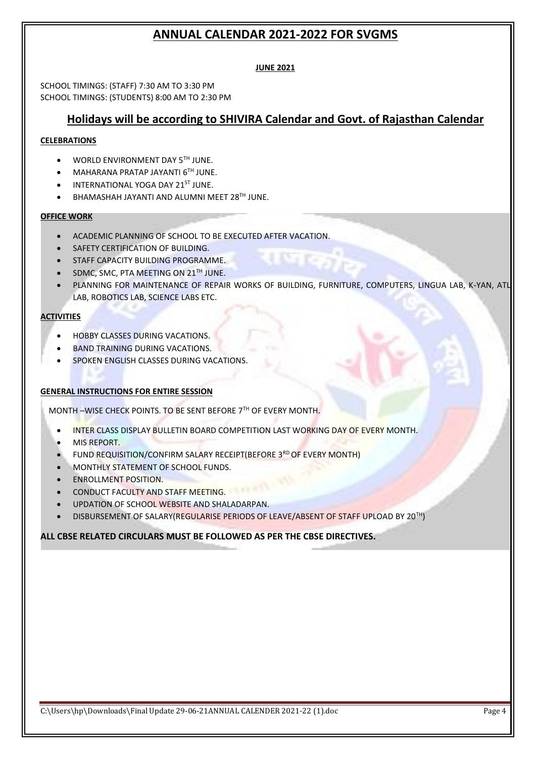# ANNUAL CALENDAR 2021-2022 FOR SVGMS

**JUNE 2021**

SCHOOL TIMINGS: (STAFF) 7:30 AM TO 3:30 PM
SCHOOL TIMINGS: (STUDENTS) 8:00 AM TO 2:30 PM

## Holidays will be according to SHIVIRA Calendar and Govt. of Rajasthan Calendar

**CELEBRATIONS**

- WORLD ENVIRONMENT DAY 5TH JUNE.
- MAHARANA PRATAP JAYANTI 6TH JUNE.
- INTERNATIONAL YOGA DAY 21ST JUNE.
- BHAMASHAH JAYANTI AND ALUMNI MEET 28TH JUNE.

**OFFICE WORK**

- ACADEMIC PLANNING OF SCHOOL TO BE EXECUTED AFTER VACATION.
- SAFETY CERTIFICATION OF BUILDING.
- STAFF CAPACITY BUILDING PROGRAMME.
- SDMC, SMC, PTA MEETING ON 21TH JUNE.
- PLANNING FOR MAINTENANCE OF REPAIR WORKS OF BUILDING, FURNITURE, COMPUTERS, LINGUA LAB, K-YAN, ATL LAB, ROBOTICS LAB, SCIENCE LABS ETC.

**ACTIVITIES**

- HOBBY CLASSES DURING VACATIONS.
- BAND TRAINING DURING VACATIONS.
- SPOKEN ENGLISH CLASSES DURING VACATIONS.

**GENERAL INSTRUCTIONS FOR ENTIRE SESSION**

MONTH –WISE CHECK POINTS. TO BE SENT BEFORE 7TH OF EVERY MONTH.

- INTER CLASS DISPLAY BULLETIN BOARD COMPETITION LAST WORKING DAY OF EVERY MONTH.
- MIS REPORT.
- FUND REQUISITION/CONFIRM SALARY RECEIPT(BEFORE 3RD OF EVERY MONTH)
- MONTHLY STATEMENT OF SCHOOL FUNDS.
- ENROLLMENT POSITION.
- CONDUCT FACULTY AND STAFF MEETING.
- UPDATION OF SCHOOL WEBSITE AND SHALADARPAN.
- DISBURSEMENT OF SALARY(REGULARISE PERIODS OF LEAVE/ABSENT OF STAFF UPLOAD BY 20TH)

**ALL CBSE RELATED CIRCULARS MUST BE FOLLOWED AS PER THE CBSE DIRECTIVES.**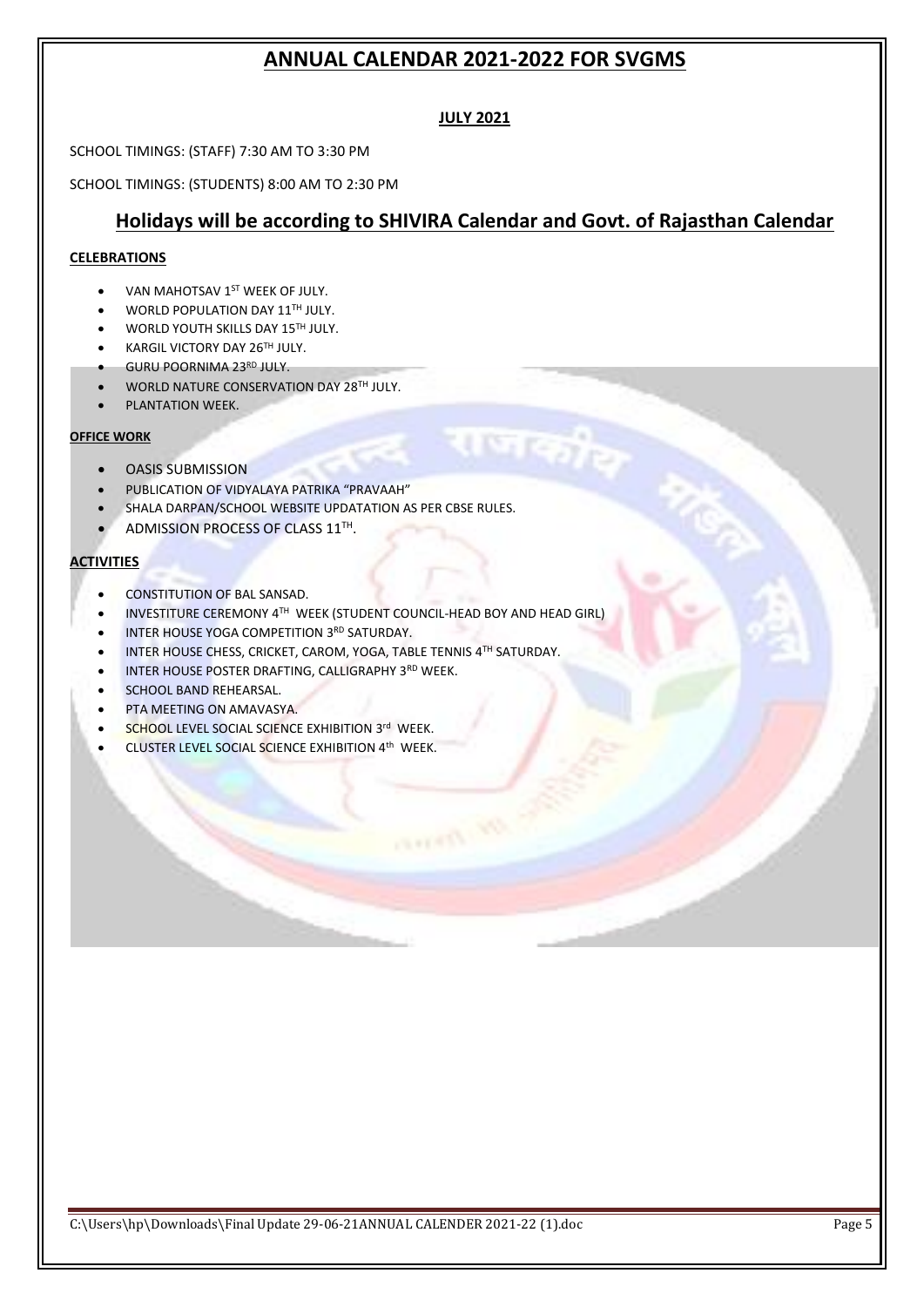# ANNUAL CALENDAR 2021-2022 FOR SVGMS

**JULY 2021**

SCHOOL TIMINGS: (STAFF) 7:30 AM TO 3:30 PM

SCHOOL TIMINGS: (STUDENTS) 8:00 AM TO 2:30 PM

## Holidays will be according to SHIVIRA Calendar and Govt. of Rajasthan Calendar

**CELEBRATIONS**

- VAN MAHOTSAV 1ST WEEK OF JULY.
- WORLD POPULATION DAY 11TH JULY.
- WORLD YOUTH SKILLS DAY 15TH JULY.
- KARGIL VICTORY DAY 26TH JULY.
- GURU POORNIMA 23RD JULY.
- WORLD NATURE CONSERVATION DAY 28TH JULY.
- PLANTATION WEEK.

**OFFICE WORK**

- OASIS SUBMISSION
- PUBLICATION OF VIDYALAYA PATRIKA "PRAVAAH"
- SHALA DARPAN/SCHOOL WEBSITE UPDATATION AS PER CBSE RULES.
- ADMISSION PROCESS OF CLASS 11TH.

**ACTIVITIES**

- CONSTITUTION OF BAL SANSAD.
- INVESTITURE CEREMONY 4TH WEEK (STUDENT COUNCIL-HEAD BOY AND HEAD GIRL)
- INTER HOUSE YOGA COMPETITION 3RD SATURDAY.
- INTER HOUSE CHESS, CRICKET, CAROM, YOGA, TABLE TENNIS 4TH SATURDAY.
- INTER HOUSE POSTER DRAFTING, CALLIGRAPHY 3RD WEEK.
- SCHOOL BAND REHEARSAL.
- PTA MEETING ON AMAVASYA.
- SCHOOL LEVEL SOCIAL SCIENCE EXHIBITION 3rd WEEK.
- CLUSTER LEVEL SOCIAL SCIENCE EXHIBITION 4th WEEK.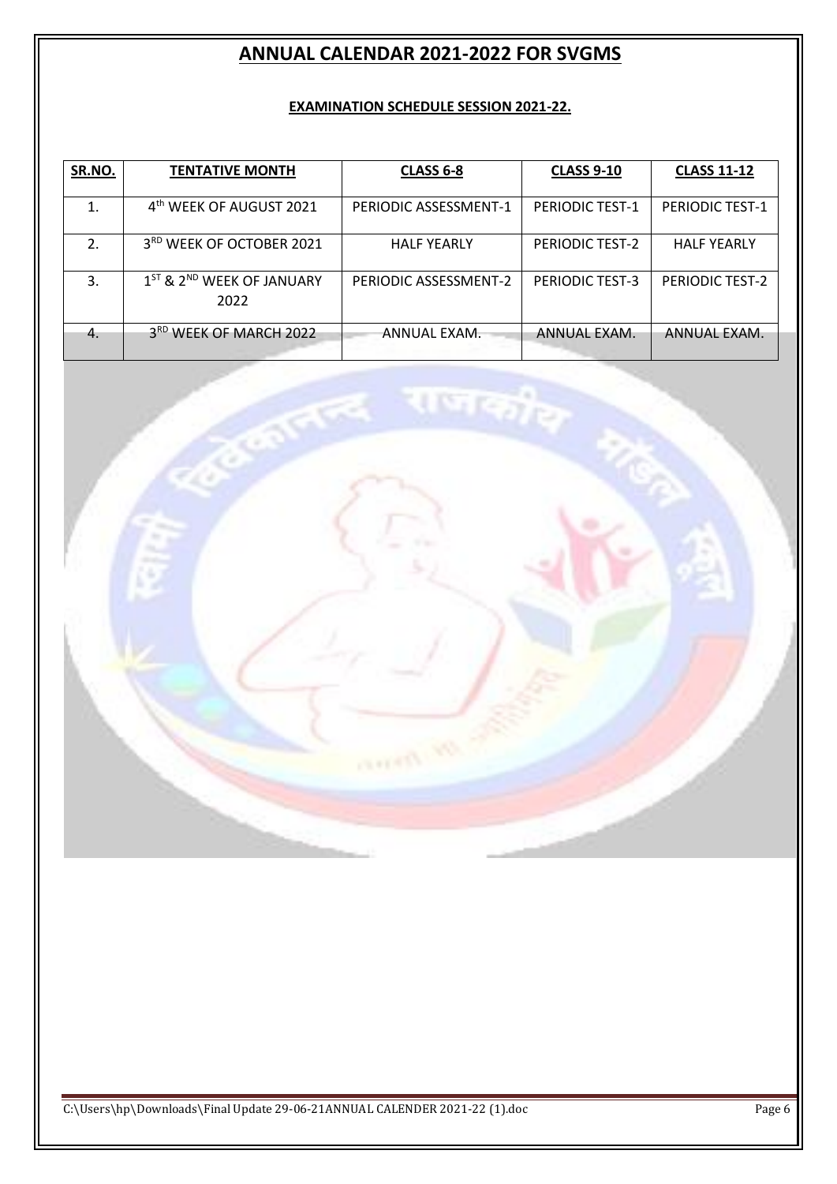# ANNUAL CALENDAR 2021-2022 FOR SVGMS

### EXAMINATION SCHEDULE SESSION 2021-22.

| SR.NO. | TENTATIVE MONTH | CLASS 6-8 | CLASS 9-10 | CLASS 11-12 |
|---|---|---|---|---|
| 1. | 4th WEEK OF AUGUST 2021 | PERIODIC ASSESSMENT-1 | PERIODIC TEST-1 | PERIODIC TEST-1 |
| 2. | 3RD WEEK OF OCTOBER 2021 | HALF YEARLY | PERIODIC TEST-2 | HALF YEARLY |
| 3. | 1ST & 2ND WEEK OF JANUARY 2022 | PERIODIC ASSESSMENT-2 | PERIODIC TEST-3 | PERIODIC TEST-2 |
| 4. | 3RD WEEK OF MARCH 2022 | ANNUAL EXAM. | ANNUAL EXAM. | ANNUAL EXAM. |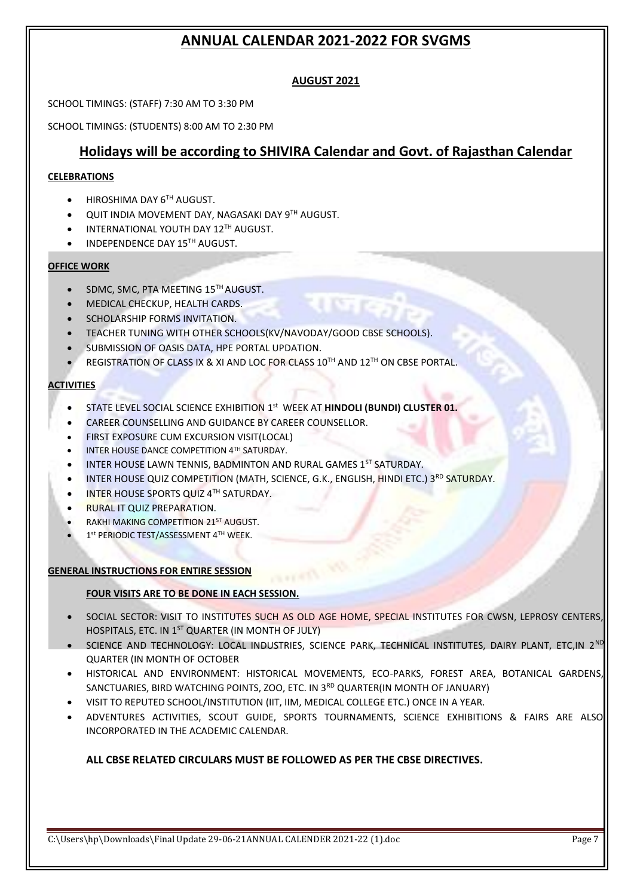# ANNUAL CALENDAR 2021-2022 FOR SVGMS

## AUGUST 2021

SCHOOL TIMINGS: (STAFF) 7:30 AM TO 3:30 PM

SCHOOL TIMINGS: (STUDENTS) 8:00 AM TO 2:30 PM

## Holidays will be according to SHIVIRA Calendar and Govt. of Rajasthan Calendar

**CELEBRATIONS**

- HIROSHIMA DAY 6TH AUGUST.
- QUIT INDIA MOVEMENT DAY, NAGASAKI DAY 9TH AUGUST.
- INTERNATIONAL YOUTH DAY 12TH AUGUST.
- INDEPENDENCE DAY 15TH AUGUST.

**OFFICE WORK**

- SDMC, SMC, PTA MEETING 15TH AUGUST.
- MEDICAL CHECKUP, HEALTH CARDS.
- SCHOLARSHIP FORMS INVITATION.
- TEACHER TUNING WITH OTHER SCHOOLS(KV/NAVODAY/GOOD CBSE SCHOOLS).
- SUBMISSION OF OASIS DATA, HPE PORTAL UPDATION.
- REGISTRATION OF CLASS IX & XI AND LOC FOR CLASS 10TH AND 12TH ON CBSE PORTAL.

**ACTIVITIES**

- STATE LEVEL SOCIAL SCIENCE EXHIBITION 1st WEEK AT **HINDOLI (BUNDI) CLUSTER 01.**
- CAREER COUNSELLING AND GUIDANCE BY CAREER COUNSELLOR.
- FIRST EXPOSURE CUM EXCURSION VISIT(LOCAL)
- INTER HOUSE DANCE COMPETITION 4TH SATURDAY.
- INTER HOUSE LAWN TENNIS, BADMINTON AND RURAL GAMES 1ST SATURDAY.
- INTER HOUSE QUIZ COMPETITION (MATH, SCIENCE, G.K., ENGLISH, HINDI ETC.) 3RD SATURDAY.
- INTER HOUSE SPORTS QUIZ 4TH SATURDAY.
- RURAL IT QUIZ PREPARATION.
- RAKHI MAKING COMPETITION 21ST AUGUST.
- 1st PERIODIC TEST/ASSESSMENT 4TH WEEK.

**GENERAL INSTRUCTIONS FOR ENTIRE SESSION**

**FOUR VISITS ARE TO BE DONE IN EACH SESSION.**

- SOCIAL SECTOR: VISIT TO INSTITUTES SUCH AS OLD AGE HOME, SPECIAL INSTITUTES FOR CWSN, LEPROSY CENTERS, HOSPITALS, ETC. IN 1ST QUARTER (IN MONTH OF JULY)
- SCIENCE AND TECHNOLOGY: LOCAL INDUSTRIES, SCIENCE PARK, TECHNICAL INSTITUTES, DAIRY PLANT, ETC,IN 2ND QUARTER (IN MONTH OF OCTOBER
- HISTORICAL AND ENVIRONMENT: HISTORICAL MOVEMENTS, ECO-PARKS, FOREST AREA, BOTANICAL GARDENS, SANCTUARIES, BIRD WATCHING POINTS, ZOO, ETC. IN 3RD QUARTER(IN MONTH OF JANUARY)
- VISIT TO REPUTED SCHOOL/INSTITUTION (IIT, IIM, MEDICAL COLLEGE ETC.) ONCE IN A YEAR.
- ADVENTURES ACTIVITIES, SCOUT GUIDE, SPORTS TOURNAMENTS, SCIENCE EXHIBITIONS & FAIRS ARE ALSO INCORPORATED IN THE ACADEMIC CALENDAR.

**ALL CBSE RELATED CIRCULARS MUST BE FOLLOWED AS PER THE CBSE DIRECTIVES.**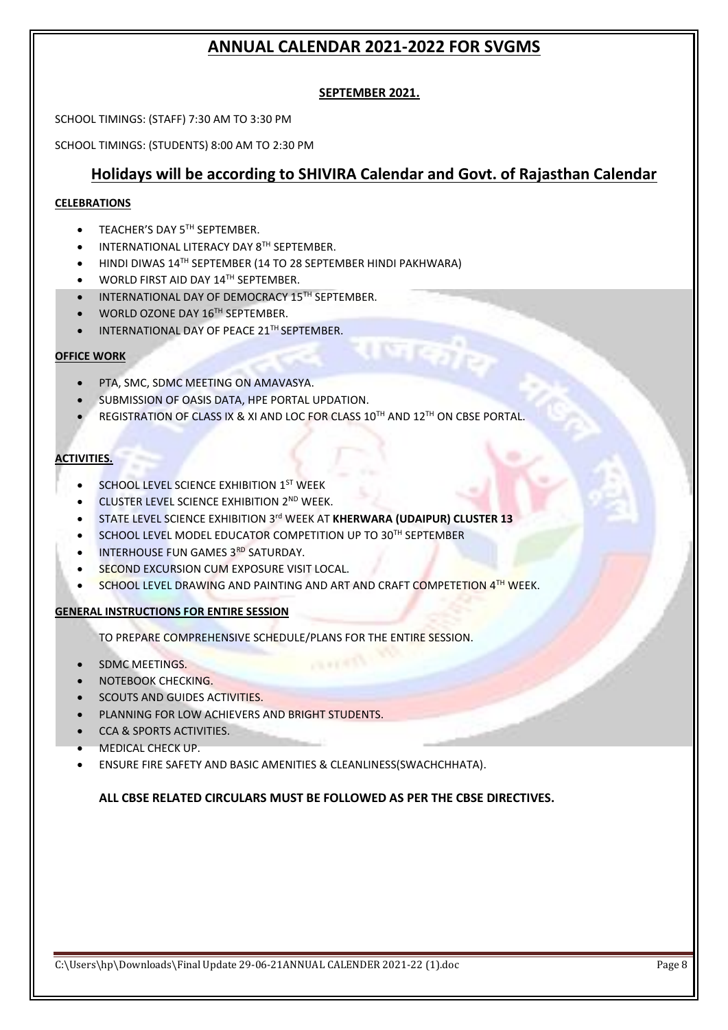# ANNUAL CALENDAR 2021-2022 FOR SVGMS

**SEPTEMBER 2021.**

SCHOOL TIMINGS: (STAFF) 7:30 AM TO 3:30 PM

SCHOOL TIMINGS: (STUDENTS) 8:00 AM TO 2:30 PM

## Holidays will be according to SHIVIRA Calendar and Govt. of Rajasthan Calendar

**CELEBRATIONS**

- TEACHER'S DAY 5TH SEPTEMBER.
- INTERNATIONAL LITERACY DAY 8TH SEPTEMBER.
- HINDI DIWAS 14TH SEPTEMBER (14 TO 28 SEPTEMBER HINDI PAKHWARA)
- WORLD FIRST AID DAY 14TH SEPTEMBER.
- INTERNATIONAL DAY OF DEMOCRACY 15TH SEPTEMBER.
- WORLD OZONE DAY 16TH SEPTEMBER.
- INTERNATIONAL DAY OF PEACE 21TH SEPTEMBER.

**OFFICE WORK**

- PTA, SMC, SDMC MEETING ON AMAVASYA.
- SUBMISSION OF OASIS DATA, HPE PORTAL UPDATION.
- REGISTRATION OF CLASS IX & XI AND LOC FOR CLASS 10TH AND 12TH ON CBSE PORTAL.

**ACTIVITIES.**

- SCHOOL LEVEL SCIENCE EXHIBITION 1ST WEEK
- CLUSTER LEVEL SCIENCE EXHIBITION 2ND WEEK.
- STATE LEVEL SCIENCE EXHIBITION 3rd WEEK AT **KHERWARA (UDAIPUR) CLUSTER 13**
- SCHOOL LEVEL MODEL EDUCATOR COMPETITION UP TO 30TH SEPTEMBER
- INTERHOUSE FUN GAMES 3RD SATURDAY.
- SECOND EXCURSION CUM EXPOSURE VISIT LOCAL.
- SCHOOL LEVEL DRAWING AND PAINTING AND ART AND CRAFT COMPETETION 4TH WEEK.

**GENERAL INSTRUCTIONS FOR ENTIRE SESSION**

TO PREPARE COMPREHENSIVE SCHEDULE/PLANS FOR THE ENTIRE SESSION.

- SDMC MEETINGS.
- NOTEBOOK CHECKING.
- SCOUTS AND GUIDES ACTIVITIES.
- PLANNING FOR LOW ACHIEVERS AND BRIGHT STUDENTS.
- CCA & SPORTS ACTIVITIES.
- MEDICAL CHECK UP.
- ENSURE FIRE SAFETY AND BASIC AMENITIES & CLEANLINESS(SWACHCHHATA).

**ALL CBSE RELATED CIRCULARS MUST BE FOLLOWED AS PER THE CBSE DIRECTIVES.**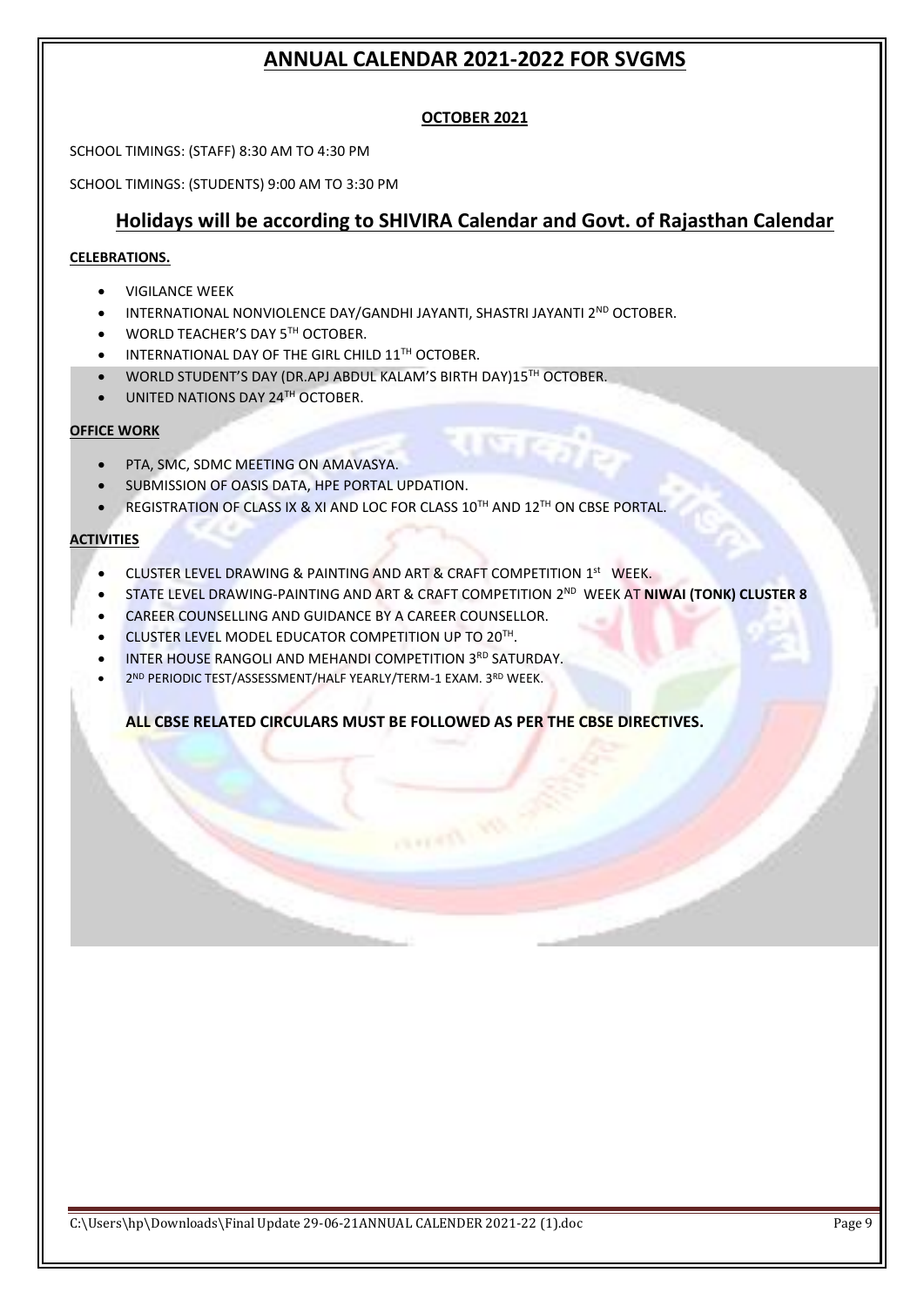# ANNUAL CALENDAR 2021-2022 FOR SVGMS

## OCTOBER 2021

SCHOOL TIMINGS: (STAFF) 8:30 AM TO 4:30 PM

SCHOOL TIMINGS: (STUDENTS) 9:00 AM TO 3:30 PM

## Holidays will be according to SHIVIRA Calendar and Govt. of Rajasthan Calendar

**CELEBRATIONS.**

- VIGILANCE WEEK
- INTERNATIONAL NONVIOLENCE DAY/GANDHI JAYANTI, SHASTRI JAYANTI 2ND OCTOBER.
- WORLD TEACHER'S DAY 5TH OCTOBER.
- INTERNATIONAL DAY OF THE GIRL CHILD 11TH OCTOBER.
- WORLD STUDENT'S DAY (DR.APJ ABDUL KALAM'S BIRTH DAY)15TH OCTOBER.
- UNITED NATIONS DAY 24TH OCTOBER.

**OFFICE WORK**

- PTA, SMC, SDMC MEETING ON AMAVASYA.
- SUBMISSION OF OASIS DATA, HPE PORTAL UPDATION.
- REGISTRATION OF CLASS IX & XI AND LOC FOR CLASS 10TH AND 12TH ON CBSE PORTAL.

**ACTIVITIES**

- CLUSTER LEVEL DRAWING & PAINTING AND ART & CRAFT COMPETITION 1st WEEK.
- STATE LEVEL DRAWING-PAINTING AND ART & CRAFT COMPETITION 2ND WEEK AT **NIWAI (TONK) CLUSTER 8**
- CAREER COUNSELLING AND GUIDANCE BY A CAREER COUNSELLOR.
- CLUSTER LEVEL MODEL EDUCATOR COMPETITION UP TO 20TH.
- INTER HOUSE RANGOLI AND MEHANDI COMPETITION 3RD SATURDAY.
- 2ND PERIODIC TEST/ASSESSMENT/HALF YEARLY/TERM-1 EXAM. 3RD WEEK.

**ALL CBSE RELATED CIRCULARS MUST BE FOLLOWED AS PER THE CBSE DIRECTIVES.**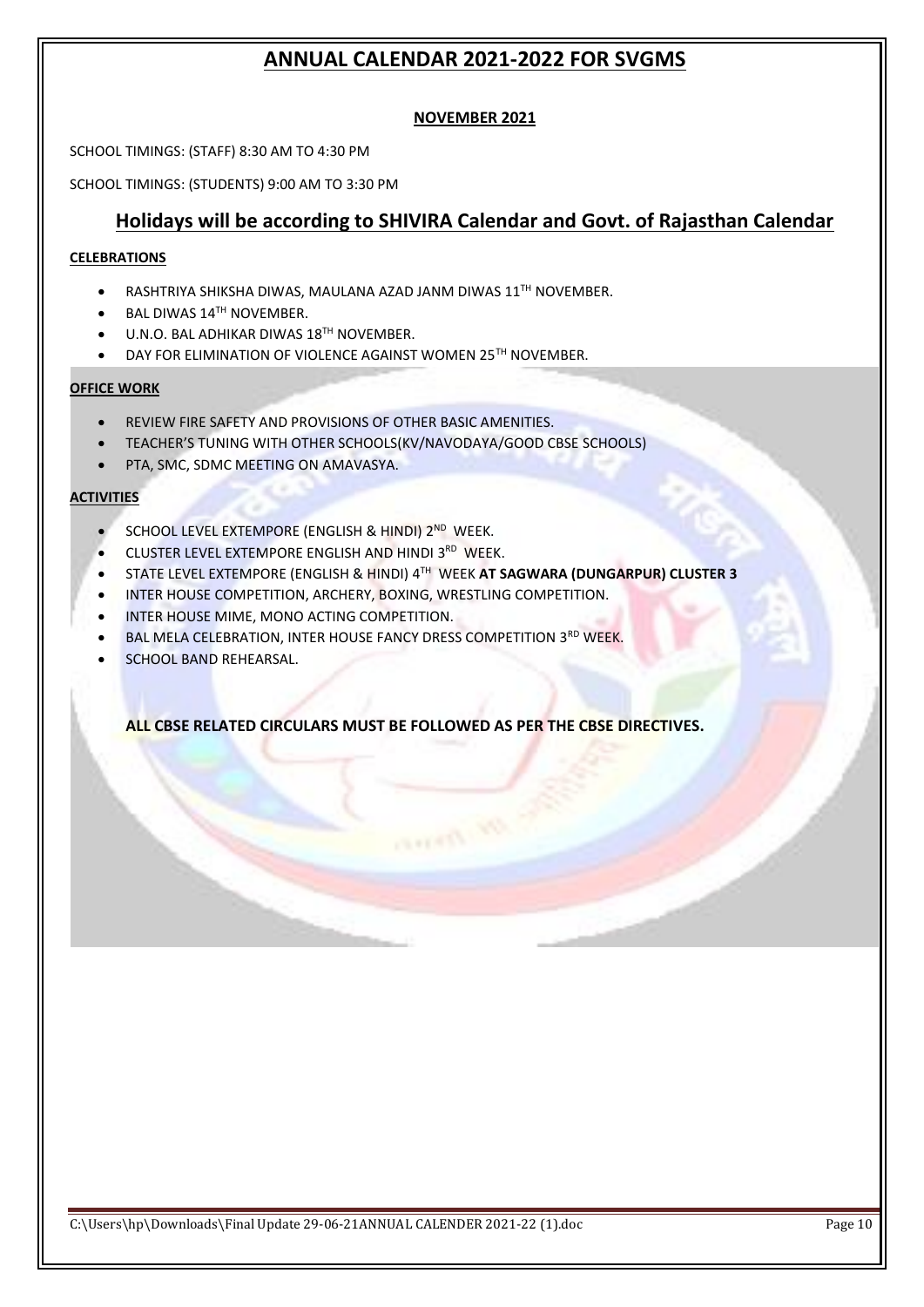# ANNUAL CALENDAR 2021-2022 FOR SVGMS

**NOVEMBER 2021**

SCHOOL TIMINGS: (STAFF) 8:30 AM TO 4:30 PM

SCHOOL TIMINGS: (STUDENTS) 9:00 AM TO 3:30 PM

## Holidays will be according to SHIVIRA Calendar and Govt. of Rajasthan Calendar

**CELEBRATIONS**

- RASHTRIYA SHIKSHA DIWAS, MAULANA AZAD JANM DIWAS 11TH NOVEMBER.
- BAL DIWAS 14TH NOVEMBER.
- U.N.O. BAL ADHIKAR DIWAS 18TH NOVEMBER.
- DAY FOR ELIMINATION OF VIOLENCE AGAINST WOMEN 25TH NOVEMBER.

**OFFICE WORK**

- REVIEW FIRE SAFETY AND PROVISIONS OF OTHER BASIC AMENITIES.
- TEACHER'S TUNING WITH OTHER SCHOOLS(KV/NAVODAYA/GOOD CBSE SCHOOLS)
- PTA, SMC, SDMC MEETING ON AMAVASYA.

**ACTIVITIES**

- SCHOOL LEVEL EXTEMPORE (ENGLISH & HINDI) 2ND WEEK.
- CLUSTER LEVEL EXTEMPORE ENGLISH AND HINDI 3RD WEEK.
- STATE LEVEL EXTEMPORE (ENGLISH & HINDI) 4TH WEEK **AT SAGWARA (DUNGARPUR) CLUSTER 3**
- INTER HOUSE COMPETITION, ARCHERY, BOXING, WRESTLING COMPETITION.
- INTER HOUSE MIME, MONO ACTING COMPETITION.
- BAL MELA CELEBRATION, INTER HOUSE FANCY DRESS COMPETITION 3RD WEEK.
- SCHOOL BAND REHEARSAL.

**ALL CBSE RELATED CIRCULARS MUST BE FOLLOWED AS PER THE CBSE DIRECTIVES.**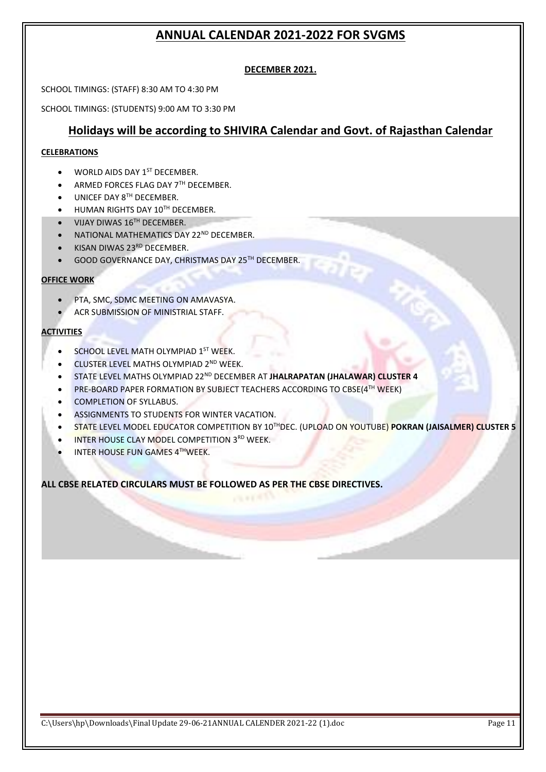# ANNUAL CALENDAR 2021-2022 FOR SVGMS

**DECEMBER 2021.**

SCHOOL TIMINGS: (STAFF) 8:30 AM TO 4:30 PM

SCHOOL TIMINGS: (STUDENTS) 9:00 AM TO 3:30 PM

## Holidays will be according to SHIVIRA Calendar and Govt. of Rajasthan Calendar

**CELEBRATIONS**

- WORLD AIDS DAY 1ST DECEMBER.
- ARMED FORCES FLAG DAY 7TH DECEMBER.
- UNICEF DAY 8TH DECEMBER.
- HUMAN RIGHTS DAY 10TH DECEMBER.
- VIJAY DIWAS 16TH DECEMBER.
- NATIONAL MATHEMATICS DAY 22ND DECEMBER.
- KISAN DIWAS 23RD DECEMBER.
- GOOD GOVERNANCE DAY, CHRISTMAS DAY 25TH DECEMBER.

**OFFICE WORK**

- PTA, SMC, SDMC MEETING ON AMAVASYA.
- ACR SUBMISSION OF MINISTRIAL STAFF.

**ACTIVITIES**

- SCHOOL LEVEL MATH OLYMPIAD 1ST WEEK.
- CLUSTER LEVEL MATHS OLYMPIAD 2ND WEEK.
- STATE LEVEL MATHS OLYMPIAD 22ND DECEMBER AT **JHALRAPATAN (JHALAWAR) CLUSTER 4**
- PRE-BOARD PAPER FORMATION BY SUBJECT TEACHERS ACCORDING TO CBSE(4TH WEEK)
- COMPLETION OF SYLLABUS.
- ASSIGNMENTS TO STUDENTS FOR WINTER VACATION.
- STATE LEVEL MODEL EDUCATOR COMPETITION BY 10THDEC. (UPLOAD ON YOUTUBE) **POKRAN (JAISALMER) CLUSTER 5**
- INTER HOUSE CLAY MODEL COMPETITION 3RD WEEK.
- INTER HOUSE FUN GAMES 4THWEEK.

**ALL CBSE RELATED CIRCULARS MUST BE FOLLOWED AS PER THE CBSE DIRECTIVES.**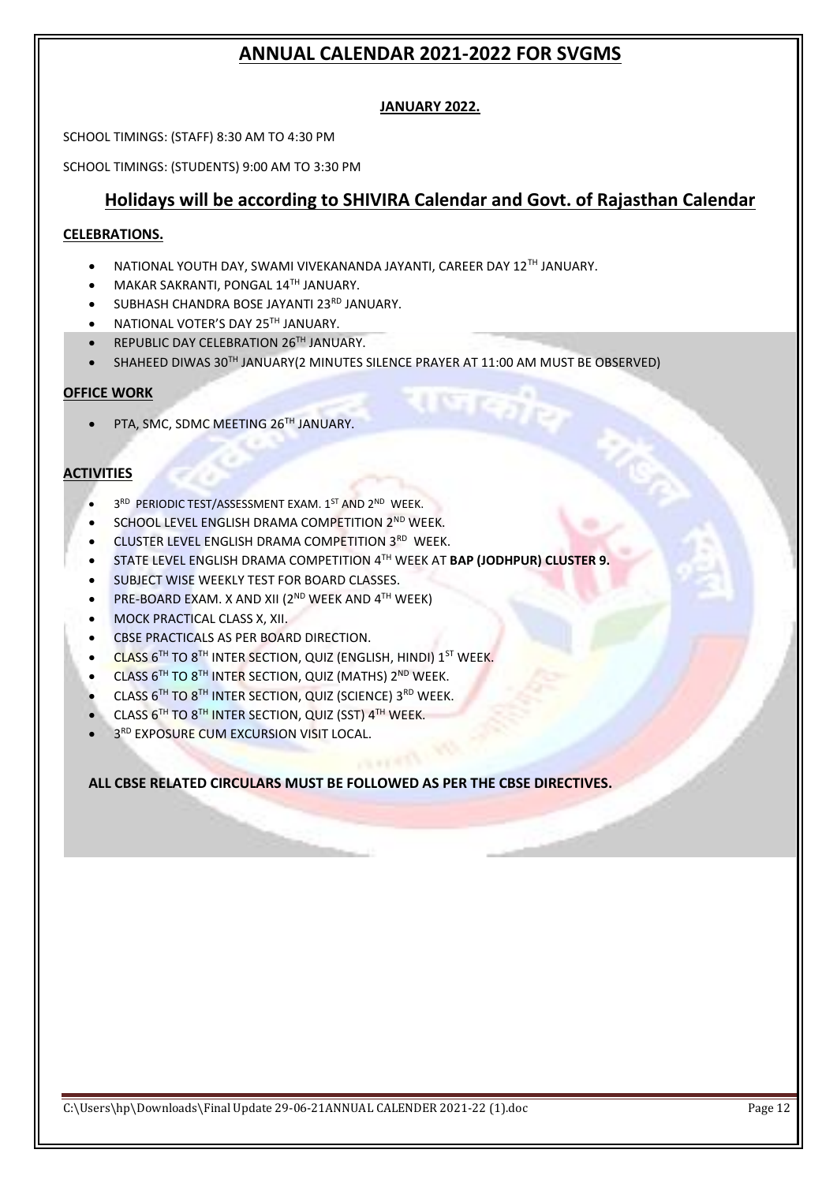# ANNUAL CALENDAR 2021-2022 FOR SVGMS

**JANUARY 2022.**

SCHOOL TIMINGS: (STAFF) 8:30 AM TO 4:30 PM

SCHOOL TIMINGS: (STUDENTS) 9:00 AM TO 3:30 PM

## Holidays will be according to SHIVIRA Calendar and Govt. of Rajasthan Calendar

### CELEBRATIONS.

- NATIONAL YOUTH DAY, SWAMI VIVEKANANDA JAYANTI, CAREER DAY 12TH JANUARY.
- MAKAR SAKRANTI, PONGAL 14TH JANUARY.
- SUBHASH CHANDRA BOSE JAYANTI 23RD JANUARY.
- NATIONAL VOTER'S DAY 25TH JANUARY.
- REPUBLIC DAY CELEBRATION 26TH JANUARY.
- SHAHEED DIWAS 30TH JANUARY(2 MINUTES SILENCE PRAYER AT 11:00 AM MUST BE OBSERVED)

### OFFICE WORK

- PTA, SMC, SDMC MEETING 26TH JANUARY.

### ACTIVITIES

- 3RD PERIODIC TEST/ASSESSMENT EXAM. 1ST AND 2ND WEEK.
- SCHOOL LEVEL ENGLISH DRAMA COMPETITION 2ND WEEK.
- CLUSTER LEVEL ENGLISH DRAMA COMPETITION 3RD WEEK.
- STATE LEVEL ENGLISH DRAMA COMPETITION 4TH WEEK AT **BAP (JODHPUR) CLUSTER 9.**
- SUBJECT WISE WEEKLY TEST FOR BOARD CLASSES.
- PRE-BOARD EXAM. X AND XII (2ND WEEK AND 4TH WEEK)
- MOCK PRACTICAL CLASS X, XII.
- CBSE PRACTICALS AS PER BOARD DIRECTION.
- CLASS 6TH TO 8TH INTER SECTION, QUIZ (ENGLISH, HINDI) 1ST WEEK.
- CLASS 6TH TO 8TH INTER SECTION, QUIZ (MATHS) 2ND WEEK.
- CLASS 6TH TO 8TH INTER SECTION, QUIZ (SCIENCE) 3RD WEEK.
- CLASS 6TH TO 8TH INTER SECTION, QUIZ (SST) 4TH WEEK.
- 3RD EXPOSURE CUM EXCURSION VISIT LOCAL.

**ALL CBSE RELATED CIRCULARS MUST BE FOLLOWED AS PER THE CBSE DIRECTIVES.**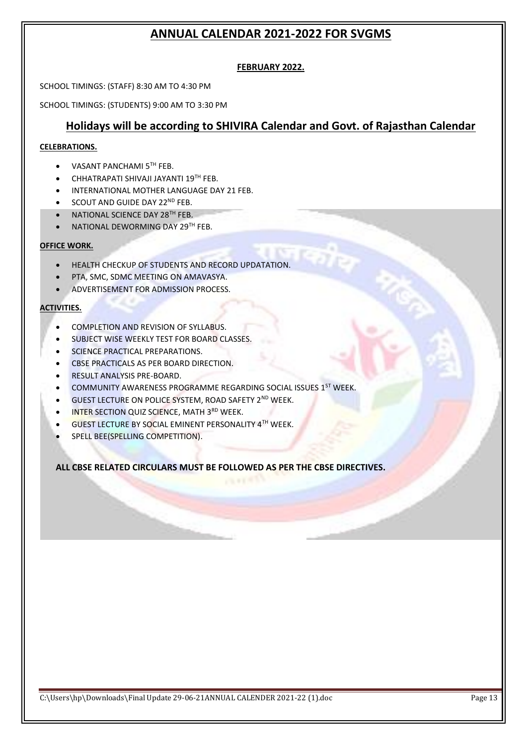# ANNUAL CALENDAR 2021-2022 FOR SVGMS

## FEBRUARY 2022.

SCHOOL TIMINGS: (STAFF) 8:30 AM TO 4:30 PM

SCHOOL TIMINGS: (STUDENTS) 9:00 AM TO 3:30 PM

## Holidays will be according to SHIVIRA Calendar and Govt. of Rajasthan Calendar

**CELEBRATIONS.**

- VASANT PANCHAMI 5TH FEB.
- CHHATRAPATI SHIVAJI JAYANTI 19TH FEB.
- INTERNATIONAL MOTHER LANGUAGE DAY 21 FEB.
- SCOUT AND GUIDE DAY 22ND FEB.
- NATIONAL SCIENCE DAY 28TH FEB.
- NATIONAL DEWORMING DAY 29TH FEB.

**OFFICE WORK.**

- HEALTH CHECKUP OF STUDENTS AND RECORD UPDATATION.
- PTA, SMC, SDMC MEETING ON AMAVASYA.
- ADVERTISEMENT FOR ADMISSION PROCESS.

**ACTIVITIES.**

- COMPLETION AND REVISION OF SYLLABUS.
- SUBJECT WISE WEEKLY TEST FOR BOARD CLASSES.
- SCIENCE PRACTICAL PREPARATIONS.
- CBSE PRACTICALS AS PER BOARD DIRECTION.
- RESULT ANALYSIS PRE-BOARD.
- COMMUNITY AWARENESS PROGRAMME REGARDING SOCIAL ISSUES 1ST WEEK.
- GUEST LECTURE ON POLICE SYSTEM, ROAD SAFETY 2ND WEEK.
- INTER SECTION QUIZ SCIENCE, MATH 3RD WEEK.
- GUEST LECTURE BY SOCIAL EMINENT PERSONALITY 4TH WEEK.
- SPELL BEE(SPELLING COMPETITION).

**ALL CBSE RELATED CIRCULARS MUST BE FOLLOWED AS PER THE CBSE DIRECTIVES.**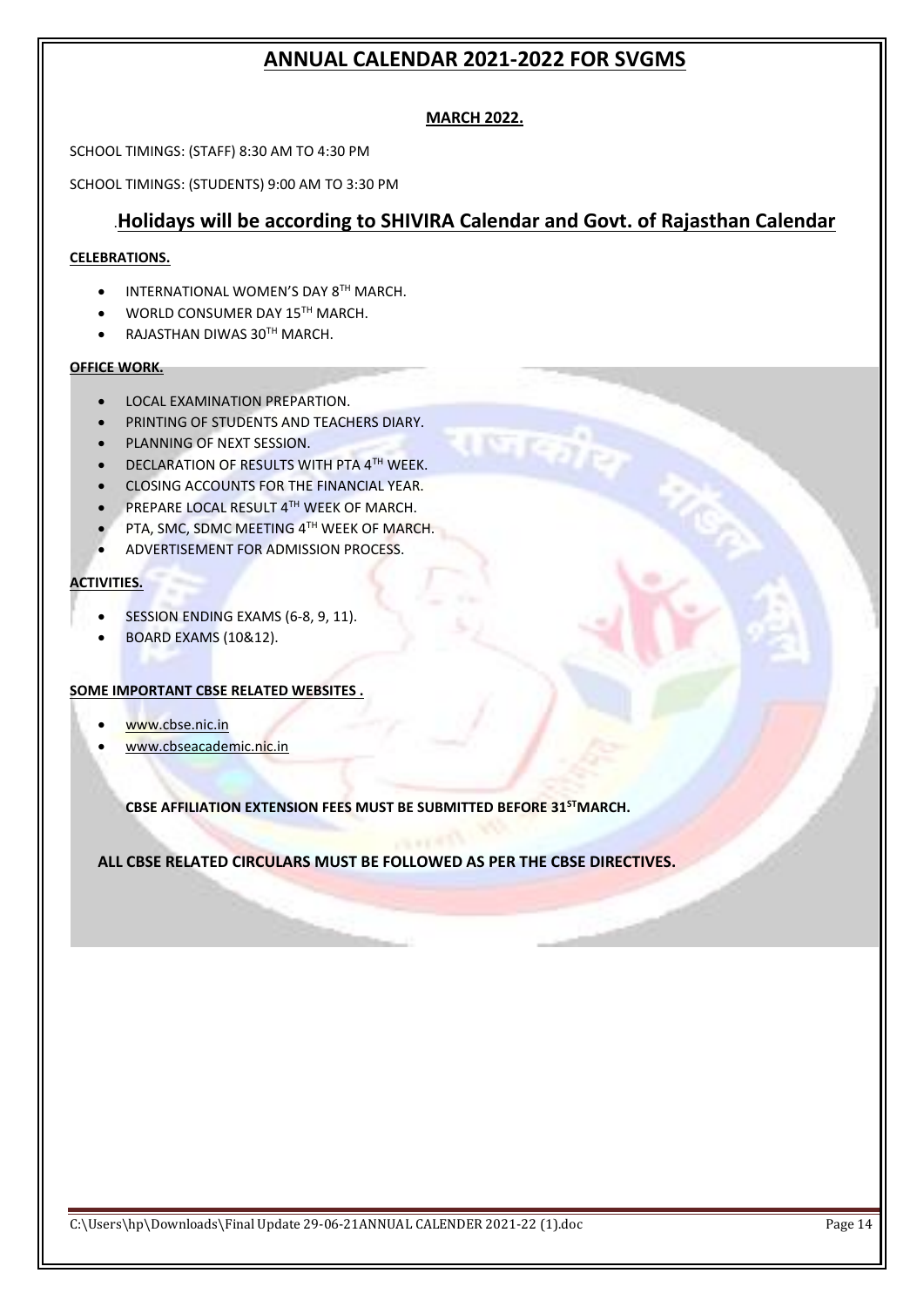# ANNUAL CALENDAR 2021-2022 FOR SVGMS

**MARCH 2022.**

SCHOOL TIMINGS: (STAFF) 8:30 AM TO 4:30 PM

SCHOOL TIMINGS: (STUDENTS) 9:00 AM TO 3:30 PM

## .Holidays will be according to SHIVIRA Calendar and Govt. of Rajasthan Calendar

**CELEBRATIONS.**

- INTERNATIONAL WOMEN'S DAY 8TH MARCH.
- WORLD CONSUMER DAY 15TH MARCH.
- RAJASTHAN DIWAS 30TH MARCH.

**OFFICE WORK.**

- LOCAL EXAMINATION PREPARTION.
- PRINTING OF STUDENTS AND TEACHERS DIARY.
- PLANNING OF NEXT SESSION.
- DECLARATION OF RESULTS WITH PTA 4TH WEEK.
- CLOSING ACCOUNTS FOR THE FINANCIAL YEAR.
- PREPARE LOCAL RESULT 4TH WEEK OF MARCH.
- PTA, SMC, SDMC MEETING 4TH WEEK OF MARCH.
- ADVERTISEMENT FOR ADMISSION PROCESS.

**ACTIVITIES.**

- SESSION ENDING EXAMS (6-8, 9, 11).
- BOARD EXAMS (10&12).

**SOME IMPORTANT CBSE RELATED WEBSITES .**

- www.cbse.nic.in
- www.cbseacademic.nic.in

**CBSE AFFILIATION EXTENSION FEES MUST BE SUBMITTED BEFORE 31STMARCH.**

**ALL CBSE RELATED CIRCULARS MUST BE FOLLOWED AS PER THE CBSE DIRECTIVES.**